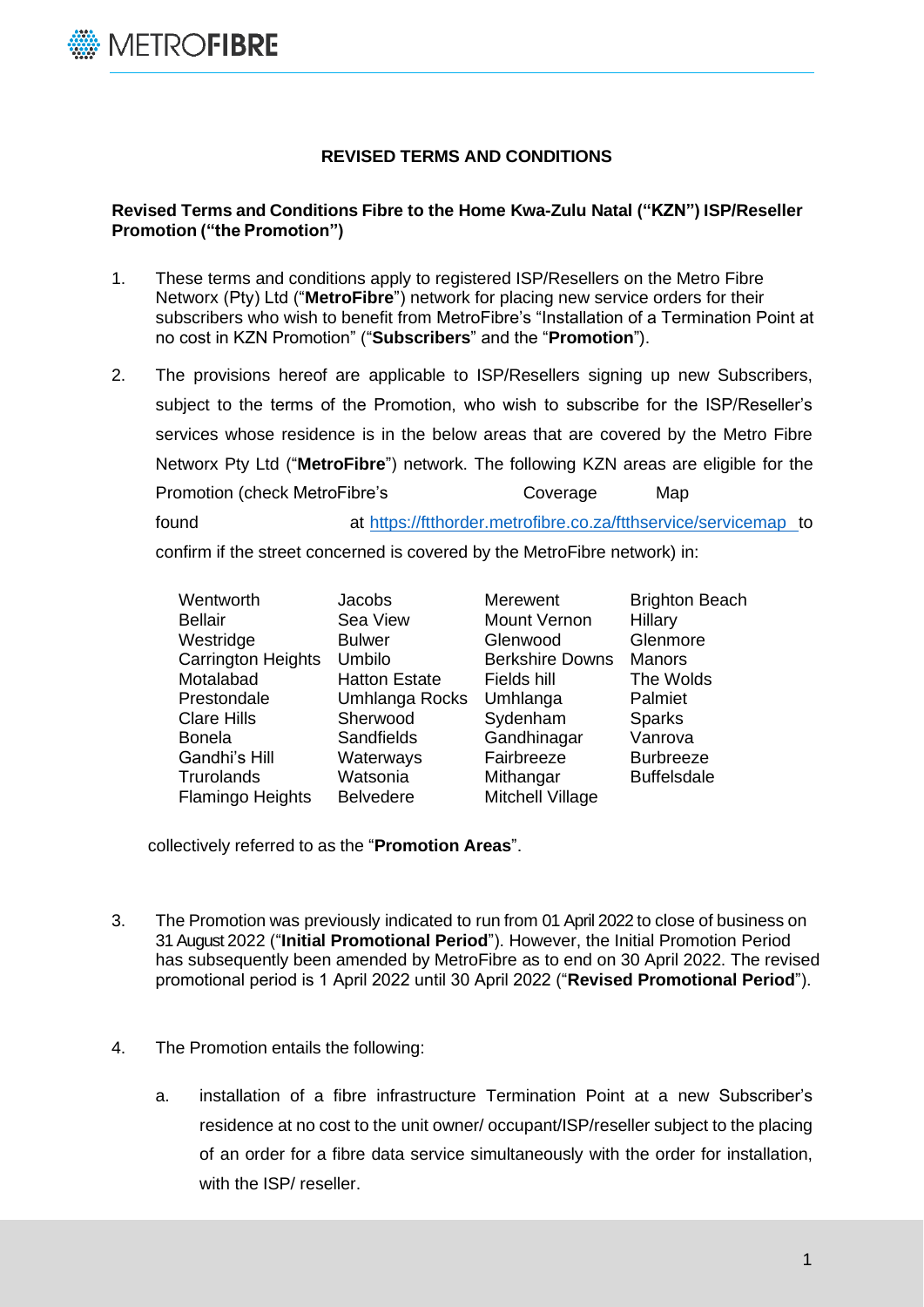**REVISED TERMS AND CONDITIONS**

**Revised Terms and Conditions Fibre to the Home Kwa-Zulu Natal ("KZN") ISP/Reseller Promotion ("the Promotion")**

1. These terms and conditions apply to registered ISP/Resellers on the Metro Fibre Networx (Pty) Ltd ("**MetroFibre**") network for placing new service orders for their subscribers who wish to benefit from MetroFibre's "Installation of a Termination Point at no cost in KZN Promotion" ("**Subscribers**" and the "**Promotion**").

2. The provisions hereof are applicable to ISP/Resellers signing up new Subscribers, subject to the terms of the Promotion, who wish to subscribe for the ISP/Reseller's services whose residence is in the below areas that are covered by the Metro Fibre Networx Pty Ltd ("**MetroFibre**") network. The following KZN areas are eligible for the Promotion (check MetroFibre's Coverage Map found at https://ftthorder.metrofibre.co.za/ftthservice/servicemap to confirm if the street concerned is covered by the MetroFibre network) in:

| | | | |
|---|---|---|---|
| Wentworth | Jacobs | Merewent | Brighton Beach |
| Bellair | Sea View | Mount Vernon | Hillary |
| Westridge | Bulwer | Glenwood | Glenmore |
| Carrington Heights | Umbilo | Berkshire Downs | Manors |
| Motalabad | Hatton Estate | Fields hill | The Wolds |
| Prestondale | Umhlanga Rocks | Umhlanga | Palmiet |
| Clare Hills | Sherwood | Sydenham | Sparks |
| Bonela | Sandfields | Gandhinagar | Vanrova |
| Gandhi's Hill | Waterways | Fairbreeze | Burbreeze |
| Trurolands | Watsonia | Mithangar | Buffelsdale |
| Flamingo Heights | Belvedere | Mitchell Village | |

collectively referred to as the "**Promotion Areas**".

3. The Promotion was previously indicated to run from 01 April 2022 to close of business on 31 August 2022 ("**Initial Promotional Period**"). However, the Initial Promotion Period has subsequently been amended by MetroFibre as to end on 30 April 2022. The revised promotional period is 1 April 2022 until 30 April 2022 ("**Revised Promotional Period**").

4. The Promotion entails the following:

   a. installation of a fibre infrastructure Termination Point at a new Subscriber's residence at no cost to the unit owner/ occupant/ISP/reseller subject to the placing of an order for a fibre data service simultaneously with the order for installation, with the ISP/ reseller.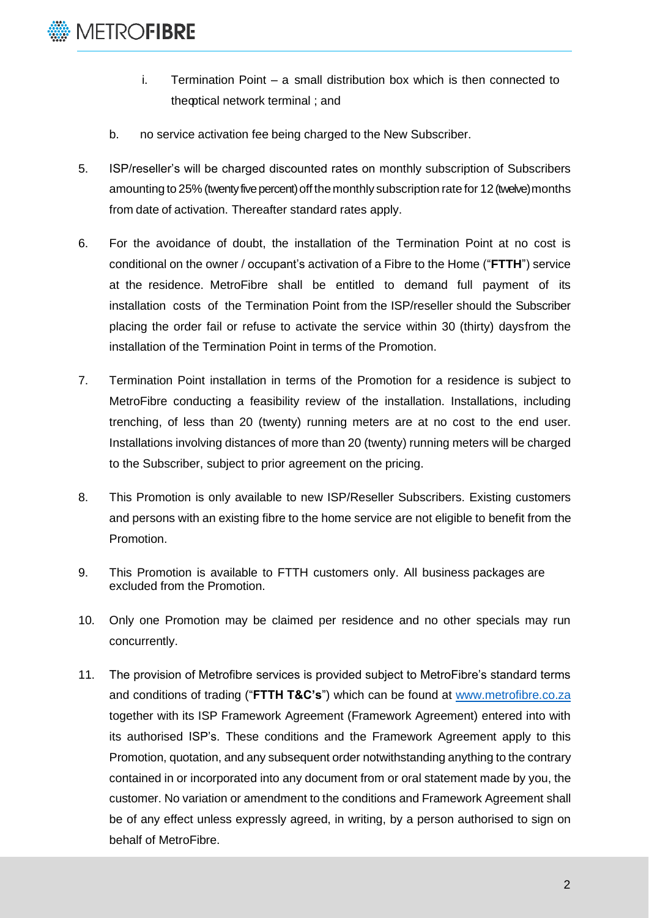i. Termination Point – a small distribution box which is then connected to theoptical network terminal ; and

b. no service activation fee being charged to the New Subscriber.

5. ISP/reseller's will be charged discounted rates on monthly subscription of Subscribers amounting to 25% (twenty five percent) off the monthly subscription rate for 12 (twelve) months from date of activation. Thereafter standard rates apply.

6. For the avoidance of doubt, the installation of the Termination Point at no cost is conditional on the owner / occupant's activation of a Fibre to the Home ("**FTTH**") service at the residence. MetroFibre shall be entitled to demand full payment of its installation costs of the Termination Point from the ISP/reseller should the Subscriber placing the order fail or refuse to activate the service within 30 (thirty) daysfrom the installation of the Termination Point in terms of the Promotion.

7. Termination Point installation in terms of the Promotion for a residence is subject to MetroFibre conducting a feasibility review of the installation. Installations, including trenching, of less than 20 (twenty) running meters are at no cost to the end user. Installations involving distances of more than 20 (twenty) running meters will be charged to the Subscriber, subject to prior agreement on the pricing.

8. This Promotion is only available to new ISP/Reseller Subscribers. Existing customers and persons with an existing fibre to the home service are not eligible to benefit from the Promotion.

9. This Promotion is available to FTTH customers only. All business packages are excluded from the Promotion.

10. Only one Promotion may be claimed per residence and no other specials may run concurrently.

11. The provision of Metrofibre services is provided subject to MetroFibre's standard terms and conditions of trading ("**FTTH T&C's**") which can be found at www.metrofibre.co.za together with its ISP Framework Agreement (Framework Agreement) entered into with its authorised ISP's. These conditions and the Framework Agreement apply to this Promotion, quotation, and any subsequent order notwithstanding anything to the contrary contained in or incorporated into any document from or oral statement made by you, the customer. No variation or amendment to the conditions and Framework Agreement shall be of any effect unless expressly agreed, in writing, by a person authorised to sign on behalf of MetroFibre.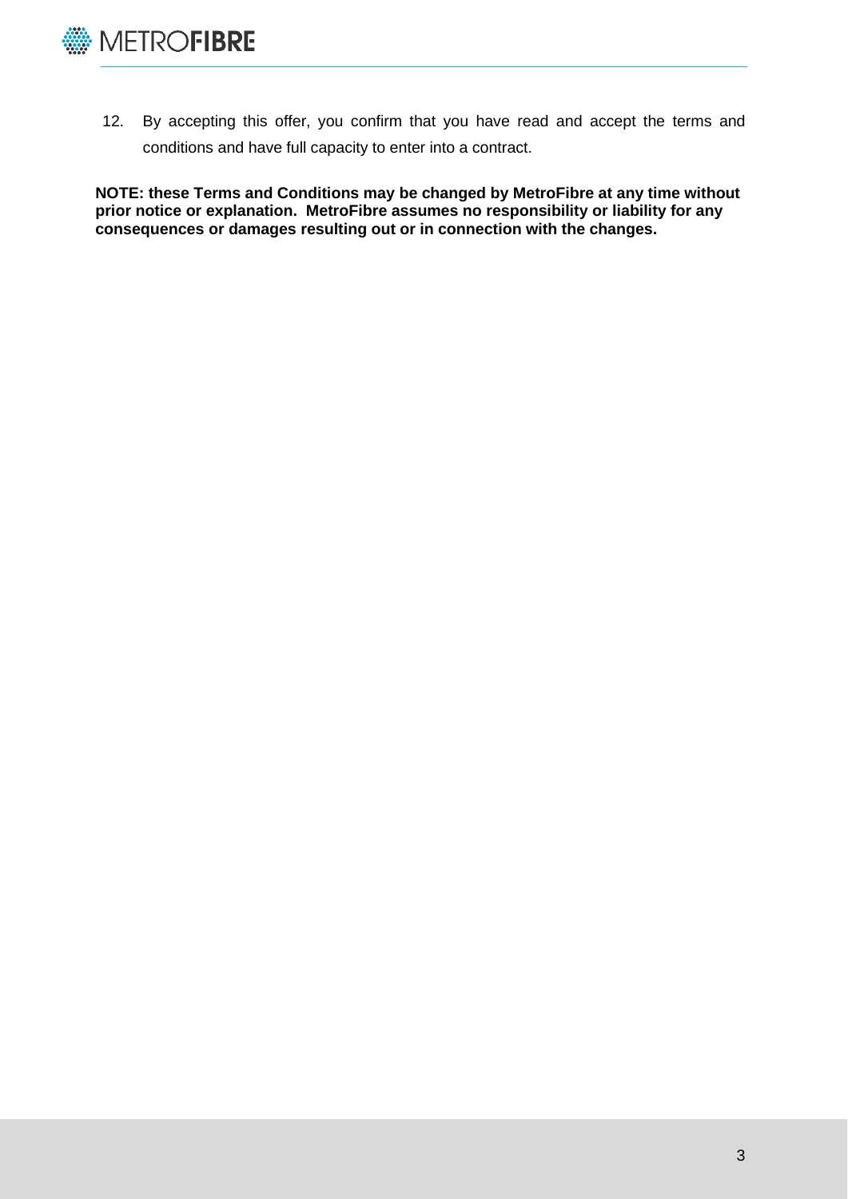12. By accepting this offer, you confirm that you have read and accept the terms and conditions and have full capacity to enter into a contract.

**NOTE: these Terms and Conditions may be changed by MetroFibre at any time without prior notice or explanation. MetroFibre assumes no responsibility or liability for any consequences or damages resulting out or in connection with the changes.**